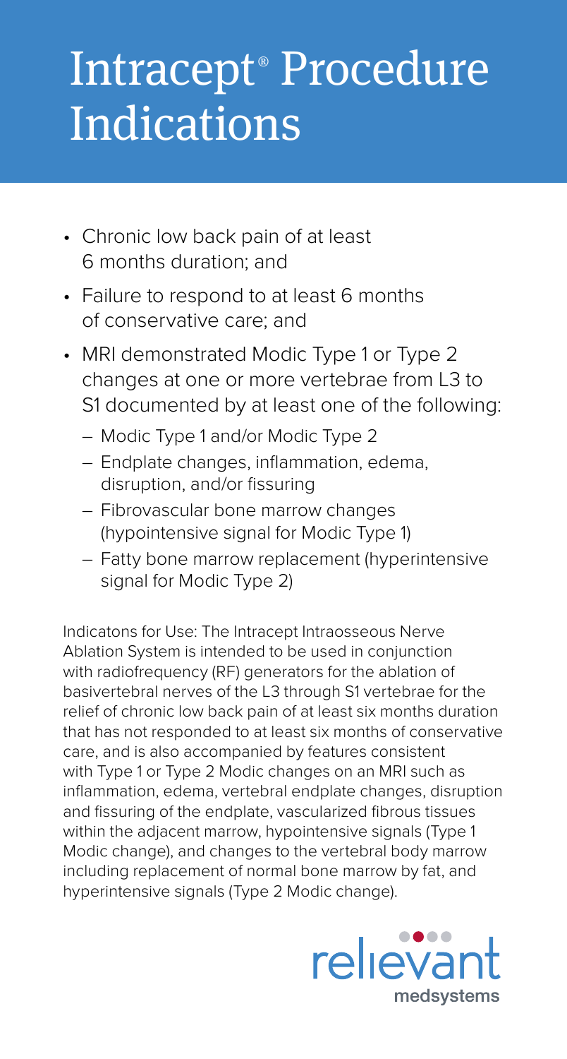# Intracept® Procedure Indications

- Chronic low back pain of at least 6 months duration; and
- Failure to respond to at least 6 months of conservative care; and
- MRI demonstrated Modic Type 1 or Type 2 changes at one or more vertebrae from L3 to S1 documented by at least one of the following:
  - Modic Type 1 and/or Modic Type 2
  - Endplate changes, inflammation, edema, disruption, and/or fissuring
  - Fibrovascular bone marrow changes (hypointensive signal for Modic Type 1)
  - Fatty bone marrow replacement (hyperintensive signal for Modic Type 2)

Indicatons for Use: The Intracept Intraosseous Nerve Ablation System is intended to be used in conjunction with radiofrequency (RF) generators for the ablation of basivertebral nerves of the L3 through S1 vertebrae for the relief of chronic low back pain of at least six months duration that has not responded to at least six months of conservative care, and is also accompanied by features consistent with Type 1 or Type 2 Modic changes on an MRI such as inflammation, edema, vertebral endplate changes, disruption and fissuring of the endplate, vascularized fibrous tissues within the adjacent marrow, hypointensive signals (Type 1 Modic change), and changes to the vertebral body marrow including replacement of normal bone marrow by fat, and hyperintensive signals (Type 2 Modic change).

relievant medsystems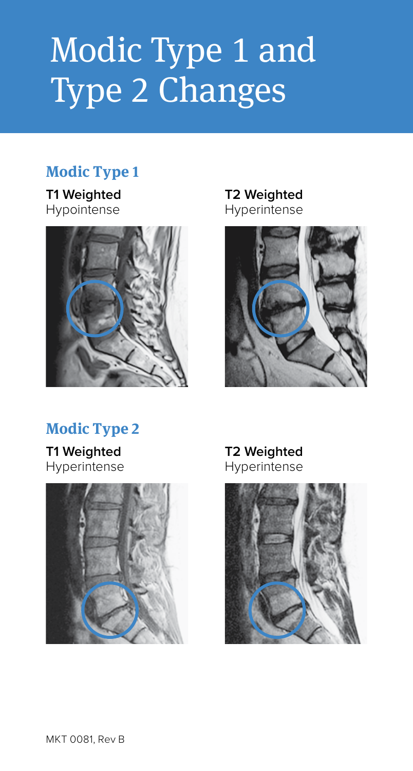# Modic Type 1 and Type 2 Changes

## Modic Type 1

**T1 Weighted**
Hypointense

**T2 Weighted**
Hyperintense

## Modic Type 2

**T1 Weighted**
Hyperintense

**T2 Weighted**
Hyperintense

MKT 0081, Rev B